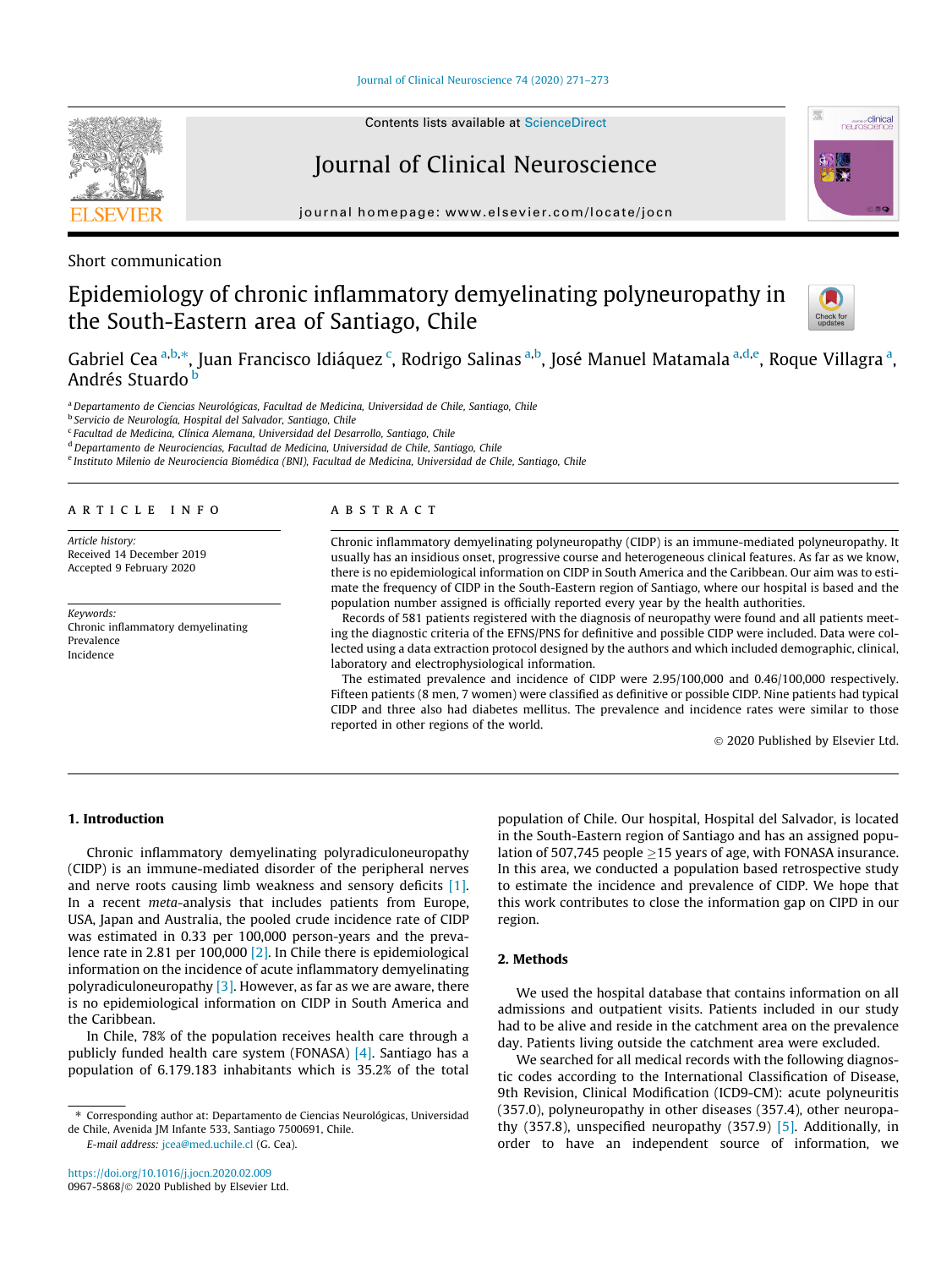Short communication

# Epidemiology of chronic inflammatory demyelinating polyneuropathy in the South-Eastern area of Santiago, Chile

Gabriel Cea [a,b,*], Juan Francisco Idiáquez [c], Rodrigo Salinas [a,b], José Manuel Matamala [a,d,e], Roque Villagra [a], Andrés Stuardo [b]

[a] Departamento de Ciencias Neurológicas, Facultad de Medicina, Universidad de Chile, Santiago, Chile
[b] Servicio de Neurología, Hospital del Salvador, Santiago, Chile
[c] Facultad de Medicina, Clínica Alemana, Universidad del Desarrollo, Santiago, Chile
[d] Departamento de Neurociencias, Facultad de Medicina, Universidad de Chile, Santiago, Chile
[e] Instituto Milenio de Neurociencia Biomédica (BNI), Facultad de Medicina, Universidad de Chile, Santiago, Chile

## ARTICLE INFO

*Article history:*
Received 14 December 2019
Accepted 9 February 2020

*Keywords:*
Chronic inflammatory demyelinating
Prevalence
Incidence

## ABSTRACT

Chronic inflammatory demyelinating polyneuropathy (CIDP) is an immune-mediated polyneuropathy. It usually has an insidious onset, progressive course and heterogeneous clinical features. As far as we know, there is no epidemiological information on CIDP in South America and the Caribbean. Our aim was to estimate the frequency of CIDP in the South-Eastern region of Santiago, where our hospital is based and the population number assigned is officially reported every year by the health authorities.

Records of 581 patients registered with the diagnosis of neuropathy were found and all patients meeting the diagnostic criteria of the EFNS/PNS for definitive and possible CIDP were included. Data were collected using a data extraction protocol designed by the authors and which included demographic, clinical, laboratory and electrophysiological information.

The estimated prevalence and incidence of CIDP were 2.95/100,000 and 0.46/100,000 respectively. Fifteen patients (8 men, 7 women) were classified as definitive or possible CIDP. Nine patients had typical CIDP and three also had diabetes mellitus. The prevalence and incidence rates were similar to those reported in other regions of the world.

© 2020 Published by Elsevier Ltd.

## 1. Introduction

Chronic inflammatory demyelinating polyradiculoneuropathy (CIDP) is an immune-mediated disorder of the peripheral nerves and nerve roots causing limb weakness and sensory deficits [1]. In a recent *meta*-analysis that includes patients from Europe, USA, Japan and Australia, the pooled crude incidence rate of CIDP was estimated in 0.33 per 100,000 person-years and the prevalence rate in 2.81 per 100,000 [2]. In Chile there is epidemiological information on the incidence of acute inflammatory demyelinating polyradiculoneuropathy [3]. However, as far as we are aware, there is no epidemiological information on CIDP in South America and the Caribbean.

In Chile, 78% of the population receives health care through a publicly funded health care system (FONASA) [4]. Santiago has a population of 6.179.183 inhabitants which is 35.2% of the total population of Chile. Our hospital, Hospital del Salvador, is located in the South-Eastern region of Santiago and has an assigned population of 507,745 people ≥15 years of age, with FONASA insurance. In this area, we conducted a population based retrospective study to estimate the incidence and prevalence of CIDP. We hope that this work contributes to close the information gap on CIPD in our region.

## 2. Methods

We used the hospital database that contains information on all admissions and outpatient visits. Patients included in our study had to be alive and reside in the catchment area on the prevalence day. Patients living outside the catchment area were excluded.

We searched for all medical records with the following diagnostic codes according to the International Classification of Disease, 9th Revision, Clinical Modification (ICD9-CM): acute polyneuritis (357.0), polyneuropathy in other diseases (357.4), other neuropathy (357.8), unspecified neuropathy (357.9) [5]. Additionally, in order to have an independent source of information, we

* Corresponding author at: Departamento de Ciencias Neurológicas, Universidad de Chile, Avenida JM Infante 533, Santiago 7500691, Chile.
*E-mail address:* jcea@med.uchile.cl (G. Cea).

https://doi.org/10.1016/j.jocn.2020.02.009
0967-5868/© 2020 Published by Elsevier Ltd.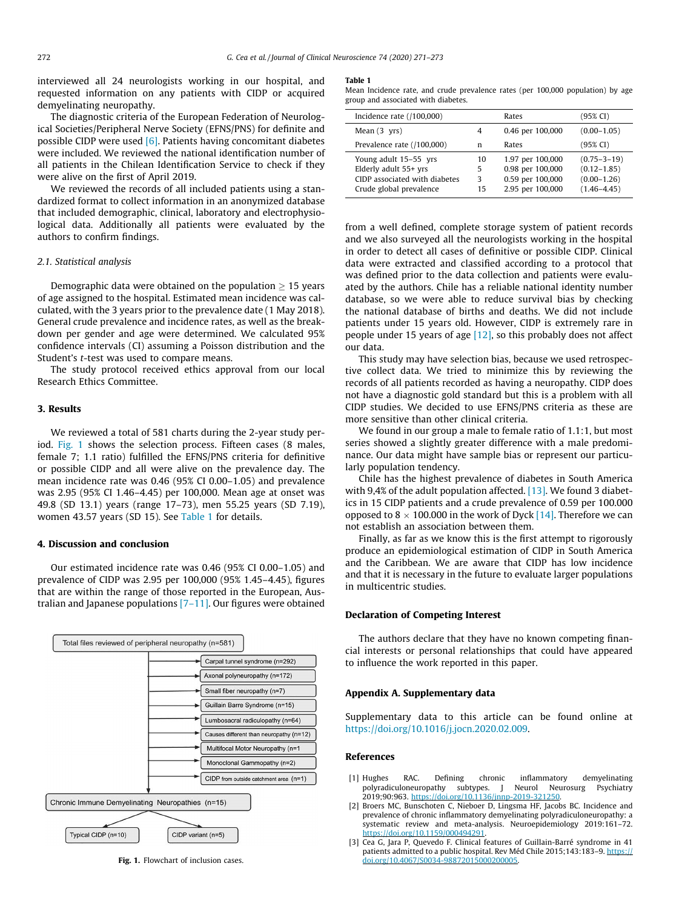interviewed all 24 neurologists working in our hospital, and requested information on any patients with CIDP or acquired demyelinating neuropathy.

The diagnostic criteria of the European Federation of Neurological Societies/Peripheral Nerve Society (EFNS/PNS) for definite and possible CIDP were used [6]. Patients having concomitant diabetes were included. We reviewed the national identification number of all patients in the Chilean Identification Service to check if they were alive on the first of April 2019.

We reviewed the records of all included patients using a standardized format to collect information in an anonymized database that included demographic, clinical, laboratory and electrophysiological data. Additionally all patients were evaluated by the authors to confirm findings.

### 2.1. Statistical analysis

Demographic data were obtained on the population ≥ 15 years of age assigned to the hospital. Estimated mean incidence was calculated, with the 3 years prior to the prevalence date (1 May 2018). General crude prevalence and incidence rates, as well as the breakdown per gender and age were determined. We calculated 95% confidence intervals (CI) assuming a Poisson distribution and the Student's *t*-test was used to compare means.

The study protocol received ethics approval from our local Research Ethics Committee.

## 3. Results

We reviewed a total of 581 charts during the 2-year study period. Fig. 1 shows the selection process. Fifteen cases (8 males, female 7; 1.1 ratio) fulfilled the EFNS/PNS criteria for definitive or possible CIDP and all were alive on the prevalence day. The mean incidence rate was 0.46 (95% CI 0.00–1.05) per 100,000 and prevalence was 2.95 (95% CI 1.46–4.45) per 100,000. Mean age at onset was 49.8 (SD 13.1) years (range 17–73), men 55.25 years (SD 7.19), women 43.57 years (SD 15). See Table 1 for details.

## 4. Discussion and conclusion

Our estimated incidence rate was 0.46 (95% CI 0.00–1.05) and prevalence of CIDP was 2.95 per 100,000 (95% 1.45–4.45), figures that are within the range of those reported in the European, Australian and Japanese populations [7–11]. Our figures were obtained from a well defined, complete storage system of patient records and we also surveyed all the neurologists working in the hospital in order to detect all cases of definitive or possible CIDP. Clinical data were extracted and classified according to a protocol that was defined prior to the data collection and patients were evaluated by the authors. Chile has a reliable national identity number database, so we were able to reduce survival bias by checking the national database of births and deaths. We did not include patients under 15 years old. However, CIDP is extremely rare in people under 15 years of age [12], so this probably does not affect our data.

This study may have selection bias, because we used retrospective collect data. We tried to minimize this by reviewing the records of all patients recorded as having a neuropathy. CIDP does not have a diagnostic gold standard but this is a problem with all CIDP studies. We decided to use EFNS/PNS criteria as these are more sensitive than other clinical criteria.

We found in our group a male to female ratio of 1.1:1, but most series showed a slightly greater difference with a male predominance. Our data might have sample bias or represent our particularly population tendency.

Chile has the highest prevalence of diabetes in South America with 9,4% of the adult population affected. [13]. We found 3 diabetics in 15 CIDP patients and a crude prevalence of 0.59 per 100.000 opposed to 8 × 100.000 in the work of Dyck [14]. Therefore we can not establish an association between them.

Finally, as far as we know this is the first attempt to rigorously produce an epidemiological estimation of CIDP in South America and the Caribbean. We are aware that CIDP has low incidence and that it is necessary in the future to evaluate larger populations in multicentric studies.

**Table 1**
Mean Incidence rate, and crude prevalence rates (per 100,000 population) by age group and associated with diabetes.

| Incidence rate (/100,000) | | Rates | (95% CI) |
|---|---|---|---|
| Mean (3 yrs) | 4 | 0.46 per 100,000 | (0.00–1.05) |
| Prevalence rate (/100,000) | n | Rates | (95% CI) |
| Young adult 15–55 yrs | 10 | 1.97 per 100,000 | (0.75–3–19) |
| Elderly adult 55+ yrs | 5 | 0.98 per 100,000 | (0.12–1.85) |
| CIDP associated with diabetes | 3 | 0.59 per 100,000 | (0.00–1.26) |
| Crude global prevalence | 15 | 2.95 per 100,000 | (1.46–4.45) |

Total files reviewed of peripheral neuropathy (n=581)
- Carpal tunnel syndrome (n=292)
- Axonal polyneuropathy (n=172)
- Small fiber neuropathy (n=7)
- Guillain Barre Syndrome (n=15)
- Lumbosacral radiculopathy (n=64)
- Causes different than neuropathy (n=12)
- Multifocal Motor Neuropathy (n=1
- Monoclonal Gammopathy (n=2)
- CIDP from outside catchment area (n=1)

Chronic Immune Demyelinating Neuropathies (n=15)
- Typical CIDP (n=10)
- CIDP variant (n=5)

**Fig. 1.** Flowchart of inclusion cases.

## Declaration of Competing Interest

The authors declare that they have no known competing financial interests or personal relationships that could have appeared to influence the work reported in this paper.

## Appendix A. Supplementary data

Supplementary data to this article can be found online at https://doi.org/10.1016/j.jocn.2020.02.009.

## References

[1] Hughes RAC. Defining chronic inflammatory demyelinating polyradiculoneuropathy subtypes. J Neurol Neurosurg Psychiatry 2019;90:963. https://doi.org/10.1136/jnnp-2019-321250.

[2] Broers MC, Bunschoten C, Nieboer D, Lingsma HF, Jacobs BC. Incidence and prevalence of chronic inflammatory demyelinating polyradiculoneuropathy: a systematic review and meta-analysis. Neuroepidemiology 2019:161–72. https://doi.org/10.1159/000494291.

[3] Cea G, Jara P, Quevedo F. Clinical features of Guillain-Barré syndrome in 41 patients admitted to a public hospital. Rev Méd Chile 2015;143:183–9. https://doi.org/10.4067/S0034-98872015000200005.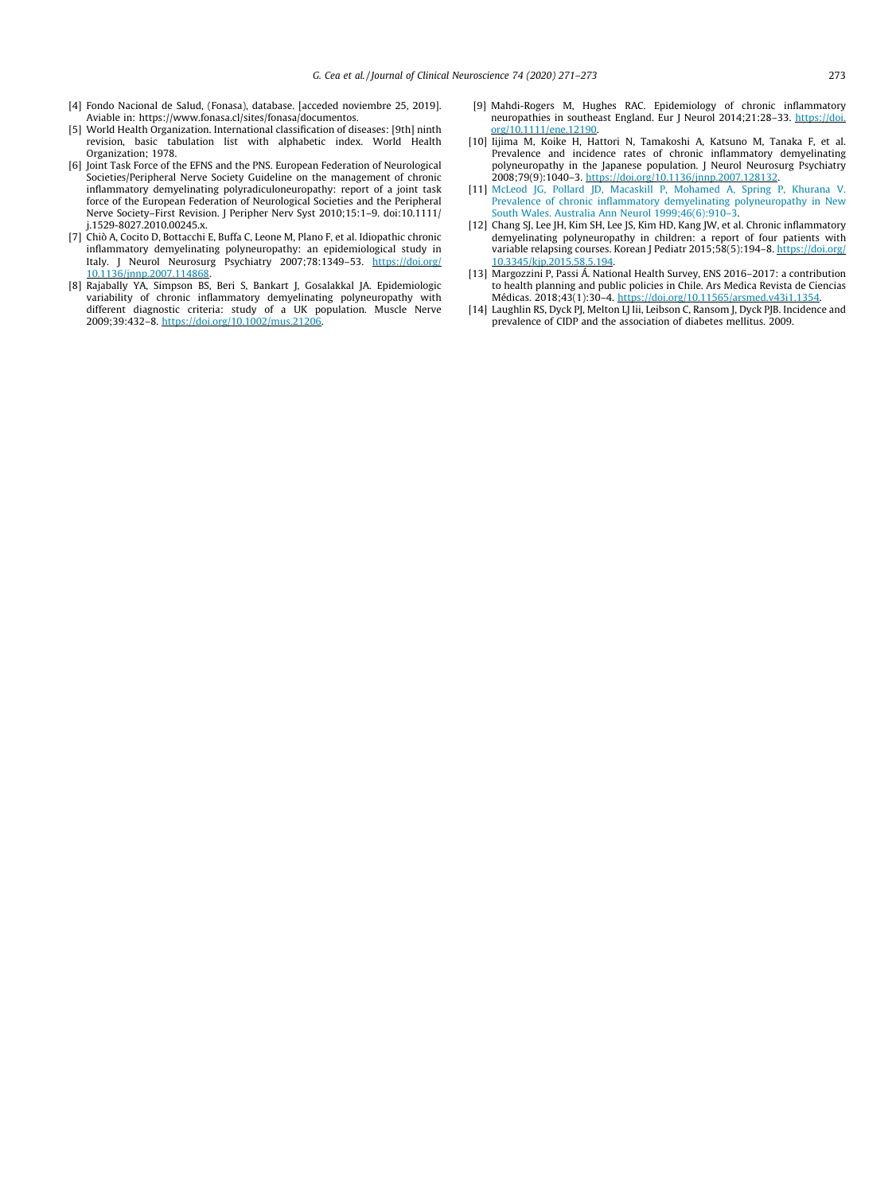[4] Fondo Nacional de Salud, (Fonasa), database. [acceded noviembre 25, 2019]. Aviable in: https://www.fonasa.cl/sites/fonasa/documentos.

[5] World Health Organization. International classification of diseases: [9th] ninth revision, basic tabulation list with alphabetic index. World Health Organization; 1978.

[6] Joint Task Force of the EFNS and the PNS. European Federation of Neurological Societies/Peripheral Nerve Society Guideline on the management of chronic inflammatory demyelinating polyradiculoneuropathy: report of a joint task force of the European Federation of Neurological Societies and the Peripheral Nerve Society–First Revision. J Peripher Nerv Syst 2010;15:1–9. doi:10.1111/j.1529-8027.2010.00245.x.

[7] Chiò A, Cocito D, Bottacchi E, Buffa C, Leone M, Plano F, et al. Idiopathic chronic inflammatory demyelinating polyneuropathy: an epidemiological study in Italy. J Neurol Neurosurg Psychiatry 2007;78:1349–53. https://doi.org/10.1136/jnnp.2007.114868.

[8] Rajabally YA, Simpson BS, Beri S, Bankart J, Gosalakkal JA. Epidemiologic variability of chronic inflammatory demyelinating polyneuropathy with different diagnostic criteria: study of a UK population. Muscle Nerve 2009;39:432–8. https://doi.org/10.1002/mus.21206.

[9] Mahdi-Rogers M, Hughes RAC. Epidemiology of chronic inflammatory neuropathies in southeast England. Eur J Neurol 2014;21:28–33. https://doi.org/10.1111/ene.12190.

[10] Iijima M, Koike H, Hattori N, Tamakoshi A, Katsuno M, Tanaka F, et al. Prevalence and incidence rates of chronic inflammatory demyelinating polyneuropathy in the Japanese population. J Neurol Neurosurg Psychiatry 2008;79(9):1040–3. https://doi.org/10.1136/jnnp.2007.128132.

[11] McLeod JG, Pollard JD, Macaskill P, Mohamed A, Spring P, Khurana V. Prevalence of chronic inflammatory demyelinating polyneuropathy in New South Wales. Australia Ann Neurol 1999;46(6):910–3.

[12] Chang SJ, Lee JH, Kim SH, Lee JS, Kim HD, Kang JW, et al. Chronic inflammatory demyelinating polyneuropathy in children: a report of four patients with variable relapsing courses. Korean J Pediatr 2015;58(5):194–8. https://doi.org/10.3345/kjp.2015.58.5.194.

[13] Margozzini P, Passi Á. National Health Survey, ENS 2016–2017: a contribution to health planning and public policies in Chile. Ars Medica Revista de Ciencias Médicas. 2018;43(1):30–4. https://doi.org/10.11565/arsmed.v43i1.1354.

[14] Laughlin RS, Dyck PJ, Melton LJ Iii, Leibson C, Ransom J, Dyck PJB. Incidence and prevalence of CIDP and the association of diabetes mellitus. 2009.